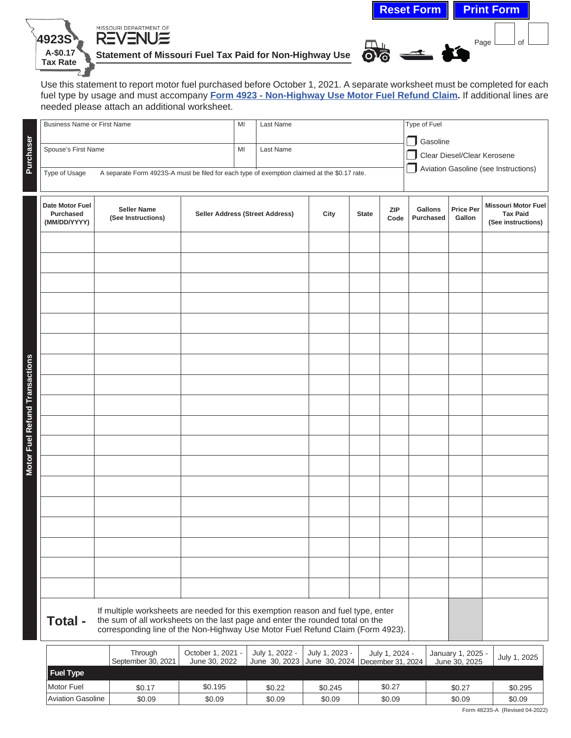Reset Form | Print Form

**4923S**
**A-$0.17 Tax Rate**

MISSOURI DEPARTMENT OF REVENUE

# Statement of Missouri Fuel Tax Paid for Non-Highway Use

Page ___ of ___

Use this statement to report motor fuel purchased before October 1, 2021. A separate worksheet must be completed for each fuel type by usage and must accompany **Form 4923 - Non-Highway Use Motor Fuel Refund Claim**. If additional lines are needed please attach an additional worksheet.

## Purchaser

| Business Name or First Name | MI | Last Name | Type of Fuel |
|---|---|---|---|
| | | | ☐ Gasoline |
| **Spouse's First Name** | **MI** | **Last Name** | ☐ Clear Diesel/Clear Kerosene |
| | | | ☐ Aviation Gasoline (see Instructions) |

Type of Usage — A separate Form 4923S-A must be filed for each type of exemption claimed at the $0.17 rate.

## Motor Fuel Refund Transactions

| Date Motor Fuel Purchased (MM/DD/YYYY) | Seller Name (See Instructions) | Seller Address (Street Address) | City | State | ZIP Code | Gallons Purchased | Price Per Gallon | Missouri Motor Fuel Tax Paid (See instructions) |
|---|---|---|---|---|---|---|---|---|
| | | | | | | | | |
| | | | | | | | | |
| | | | | | | | | |
| | | | | | | | | |
| | | | | | | | | |
| | | | | | | | | |
| | | | | | | | | |
| | | | | | | | | |
| | | | | | | | | |
| | | | | | | | | |
| | | | | | | | | |
| | | | | | | | | |
| | | | | | | | | |
| | | | | | | | | |
| | | | | | | | | |
| | | | | | | | | |
| | | | | | | | | |
| | | | | | | | | |

**Total -** If multiple worksheets are needed for this exemption reason and fuel type, enter the sum of all worksheets on the last page and enter the rounded total on the corresponding line of the Non-Highway Use Motor Fuel Refund Claim (Form 4923).

| Fuel Type | Through September 30, 2021 | October 1, 2021 - June 30, 2022 | July 1, 2022 - June 30, 2023 | July 1, 2023 - June 30, 2024 | July 1, 2024 - December 31, 2024 | January 1, 2025 - June 30, 2025 | July 1, 2025 |
|---|---|---|---|---|---|---|---|
| Motor Fuel | $0.17 | $0.195 | $0.22 | $0.245 | $0.27 | $0.27 | $0.295 |
| Aviation Gasoline | $0.09 | $0.09 | $0.09 | $0.09 | $0.09 | $0.09 | $0.09 |

Form 4823S-A (Revised 04-2022)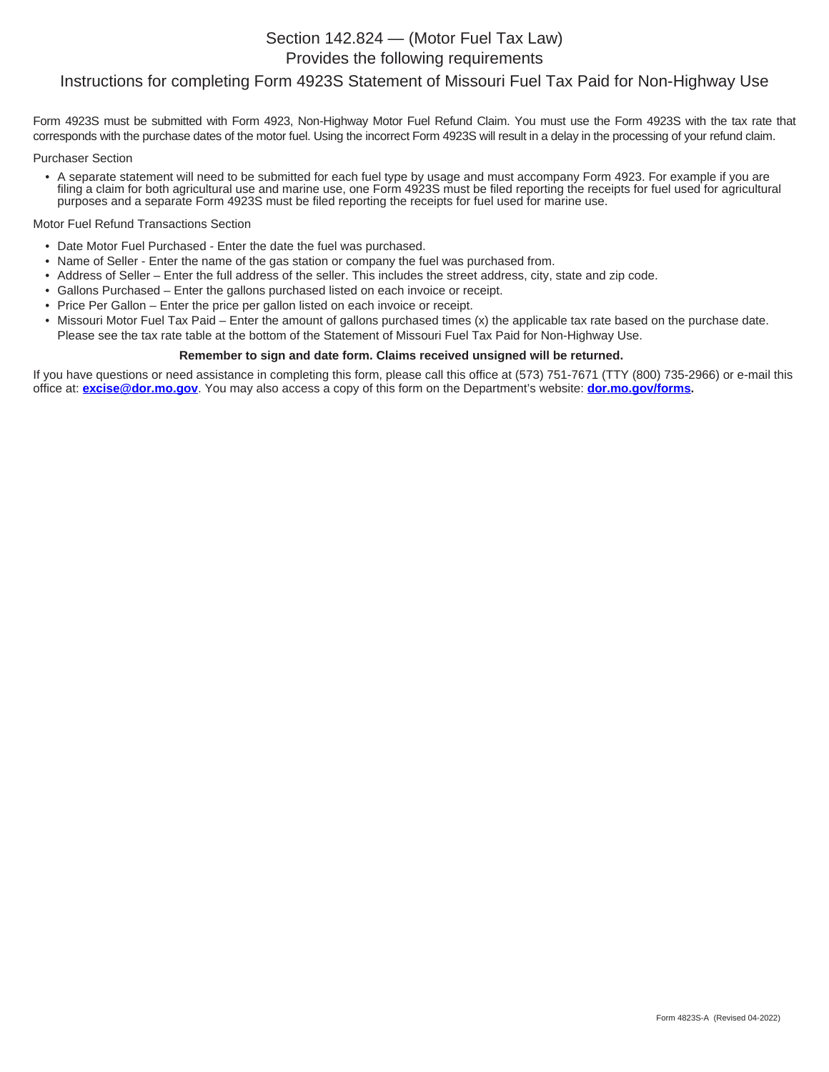# Section 142.824 — (Motor Fuel Tax Law)
# Provides the following requirements

## Instructions for completing Form 4923S Statement of Missouri Fuel Tax Paid for Non-Highway Use

Form 4923S must be submitted with Form 4923, Non-Highway Motor Fuel Refund Claim. You must use the Form 4923S with the tax rate that corresponds with the purchase dates of the motor fuel. Using the incorrect Form 4923S will result in a delay in the processing of your refund claim.

Purchaser Section

- A separate statement will need to be submitted for each fuel type by usage and must accompany Form 4923. For example if you are filing a claim for both agricultural use and marine use, one Form 4923S must be filed reporting the receipts for fuel used for agricultural purposes and a separate Form 4923S must be filed reporting the receipts for fuel used for marine use.

Motor Fuel Refund Transactions Section

- Date Motor Fuel Purchased - Enter the date the fuel was purchased.
- Name of Seller - Enter the name of the gas station or company the fuel was purchased from.
- Address of Seller – Enter the full address of the seller. This includes the street address, city, state and zip code.
- Gallons Purchased – Enter the gallons purchased listed on each invoice or receipt.
- Price Per Gallon – Enter the price per gallon listed on each invoice or receipt.
- Missouri Motor Fuel Tax Paid – Enter the amount of gallons purchased times (x) the applicable tax rate based on the purchase date. Please see the tax rate table at the bottom of the Statement of Missouri Fuel Tax Paid for Non-Highway Use.

**Remember to sign and date form. Claims received unsigned will be returned.**

If you have questions or need assistance in completing this form, please call this office at (573) 751-7671 (TTY (800) 735-2966) or e-mail this office at: **excise@dor.mo.gov**. You may also access a copy of this form on the Department's website: **dor.mo.gov/forms.**

Form 4823S-A (Revised 04-2022)